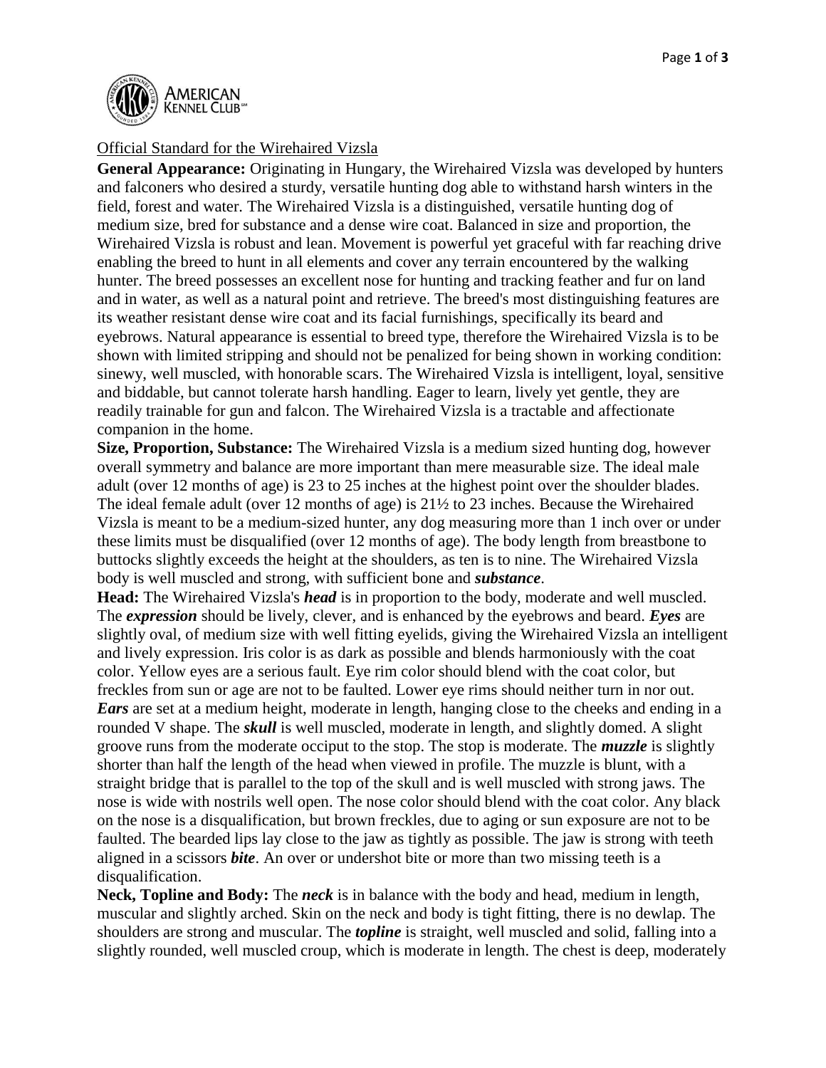Official Standard for the Wirehaired Vizsla

**General Appearance:** Originating in Hungary, the Wirehaired Vizsla was developed by hunters and falconers who desired a sturdy, versatile hunting dog able to withstand harsh winters in the field, forest and water. The Wirehaired Vizsla is a distinguished, versatile hunting dog of medium size, bred for substance and a dense wire coat. Balanced in size and proportion, the Wirehaired Vizsla is robust and lean. Movement is powerful yet graceful with far reaching drive enabling the breed to hunt in all elements and cover any terrain encountered by the walking hunter. The breed possesses an excellent nose for hunting and tracking feather and fur on land and in water, as well as a natural point and retrieve. The breed's most distinguishing features are its weather resistant dense wire coat and its facial furnishings, specifically its beard and eyebrows. Natural appearance is essential to breed type, therefore the Wirehaired Vizsla is to be shown with limited stripping and should not be penalized for being shown in working condition: sinewy, well muscled, with honorable scars. The Wirehaired Vizsla is intelligent, loyal, sensitive and biddable, but cannot tolerate harsh handling. Eager to learn, lively yet gentle, they are readily trainable for gun and falcon. The Wirehaired Vizsla is a tractable and affectionate companion in the home.

**Size, Proportion, Substance:** The Wirehaired Vizsla is a medium sized hunting dog, however overall symmetry and balance are more important than mere measurable size. The ideal male adult (over 12 months of age) is 23 to 25 inches at the highest point over the shoulder blades. The ideal female adult (over 12 months of age) is 21½ to 23 inches. Because the Wirehaired Vizsla is meant to be a medium-sized hunter, any dog measuring more than 1 inch over or under these limits must be disqualified (over 12 months of age). The body length from breastbone to buttocks slightly exceeds the height at the shoulders, as ten is to nine. The Wirehaired Vizsla body is well muscled and strong, with sufficient bone and ***substance***.

**Head:** The Wirehaired Vizsla's ***head*** is in proportion to the body, moderate and well muscled. The ***expression*** should be lively, clever, and is enhanced by the eyebrows and beard. ***Eyes*** are slightly oval, of medium size with well fitting eyelids, giving the Wirehaired Vizsla an intelligent and lively expression. Iris color is as dark as possible and blends harmoniously with the coat color. Yellow eyes are a serious fault. Eye rim color should blend with the coat color, but freckles from sun or age are not to be faulted. Lower eye rims should neither turn in nor out. ***Ears*** are set at a medium height, moderate in length, hanging close to the cheeks and ending in a rounded V shape. The ***skull*** is well muscled, moderate in length, and slightly domed. A slight groove runs from the moderate occiput to the stop. The stop is moderate. The ***muzzle*** is slightly shorter than half the length of the head when viewed in profile. The muzzle is blunt, with a straight bridge that is parallel to the top of the skull and is well muscled with strong jaws. The nose is wide with nostrils well open. The nose color should blend with the coat color. Any black on the nose is a disqualification, but brown freckles, due to aging or sun exposure are not to be faulted. The bearded lips lay close to the jaw as tightly as possible. The jaw is strong with teeth aligned in a scissors ***bite***. An over or undershot bite or more than two missing teeth is a disqualification.

**Neck, Topline and Body:** The ***neck*** is in balance with the body and head, medium in length, muscular and slightly arched. Skin on the neck and body is tight fitting, there is no dewlap. The shoulders are strong and muscular. The ***topline*** is straight, well muscled and solid, falling into a slightly rounded, well muscled croup, which is moderate in length. The chest is deep, moderately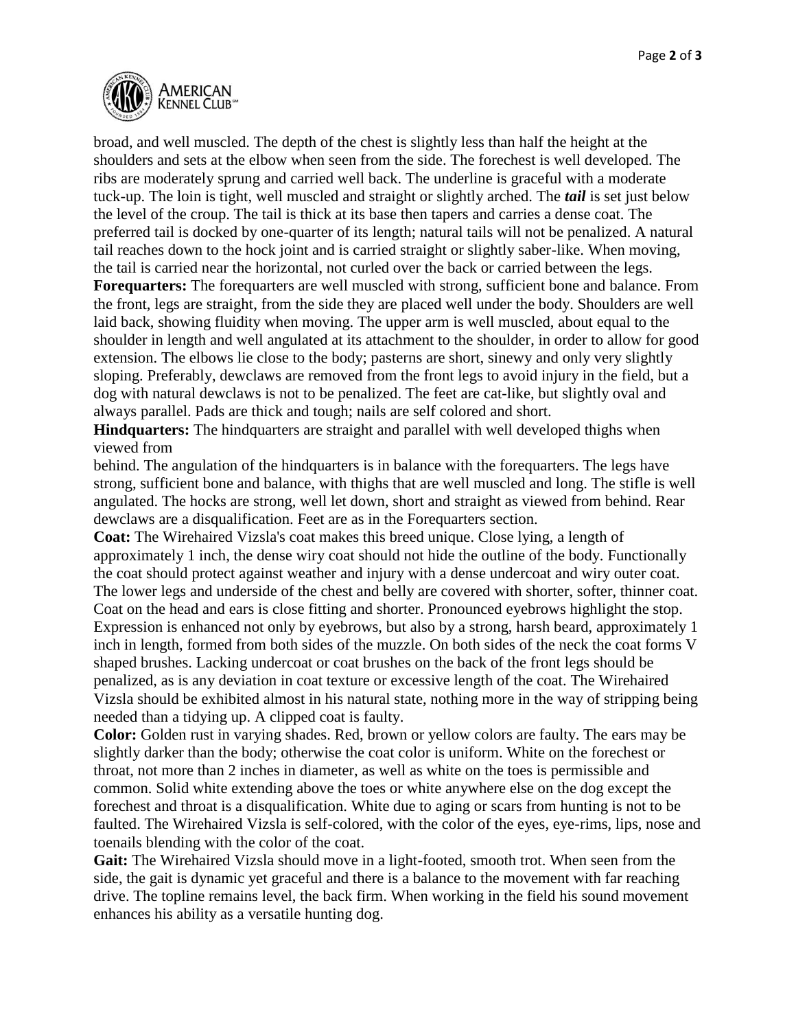broad, and well muscled. The depth of the chest is slightly less than half the height at the shoulders and sets at the elbow when seen from the side. The forechest is well developed. The ribs are moderately sprung and carried well back. The underline is graceful with a moderate tuck-up. The loin is tight, well muscled and straight or slightly arched. The ***tail*** is set just below the level of the croup. The tail is thick at its base then tapers and carries a dense coat. The preferred tail is docked by one-quarter of its length; natural tails will not be penalized. A natural tail reaches down to the hock joint and is carried straight or slightly saber-like. When moving, the tail is carried near the horizontal, not curled over the back or carried between the legs.

**Forequarters:** The forequarters are well muscled with strong, sufficient bone and balance. From the front, legs are straight, from the side they are placed well under the body. Shoulders are well laid back, showing fluidity when moving. The upper arm is well muscled, about equal to the shoulder in length and well angulated at its attachment to the shoulder, in order to allow for good extension. The elbows lie close to the body; pasterns are short, sinewy and only very slightly sloping. Preferably, dewclaws are removed from the front legs to avoid injury in the field, but a dog with natural dewclaws is not to be penalized. The feet are cat-like, but slightly oval and always parallel. Pads are thick and tough; nails are self colored and short.

**Hindquarters:** The hindquarters are straight and parallel with well developed thighs when viewed from behind. The angulation of the hindquarters is in balance with the forequarters. The legs have strong, sufficient bone and balance, with thighs that are well muscled and long. The stifle is well angulated. The hocks are strong, well let down, short and straight as viewed from behind. Rear dewclaws are a disqualification. Feet are as in the Forequarters section.

**Coat:** The Wirehaired Vizsla's coat makes this breed unique. Close lying, a length of approximately 1 inch, the dense wiry coat should not hide the outline of the body. Functionally the coat should protect against weather and injury with a dense undercoat and wiry outer coat. The lower legs and underside of the chest and belly are covered with shorter, softer, thinner coat. Coat on the head and ears is close fitting and shorter. Pronounced eyebrows highlight the stop. Expression is enhanced not only by eyebrows, but also by a strong, harsh beard, approximately 1 inch in length, formed from both sides of the muzzle. On both sides of the neck the coat forms V shaped brushes. Lacking undercoat or coat brushes on the back of the front legs should be penalized, as is any deviation in coat texture or excessive length of the coat. The Wirehaired Vizsla should be exhibited almost in his natural state, nothing more in the way of stripping being needed than a tidying up. A clipped coat is faulty.

**Color:** Golden rust in varying shades. Red, brown or yellow colors are faulty. The ears may be slightly darker than the body; otherwise the coat color is uniform. White on the forechest or throat, not more than 2 inches in diameter, as well as white on the toes is permissible and common. Solid white extending above the toes or white anywhere else on the dog except the forechest and throat is a disqualification. White due to aging or scars from hunting is not to be faulted. The Wirehaired Vizsla is self-colored, with the color of the eyes, eye-rims, lips, nose and toenails blending with the color of the coat.

**Gait:** The Wirehaired Vizsla should move in a light-footed, smooth trot. When seen from the side, the gait is dynamic yet graceful and there is a balance to the movement with far reaching drive. The topline remains level, the back firm. When working in the field his sound movement enhances his ability as a versatile hunting dog.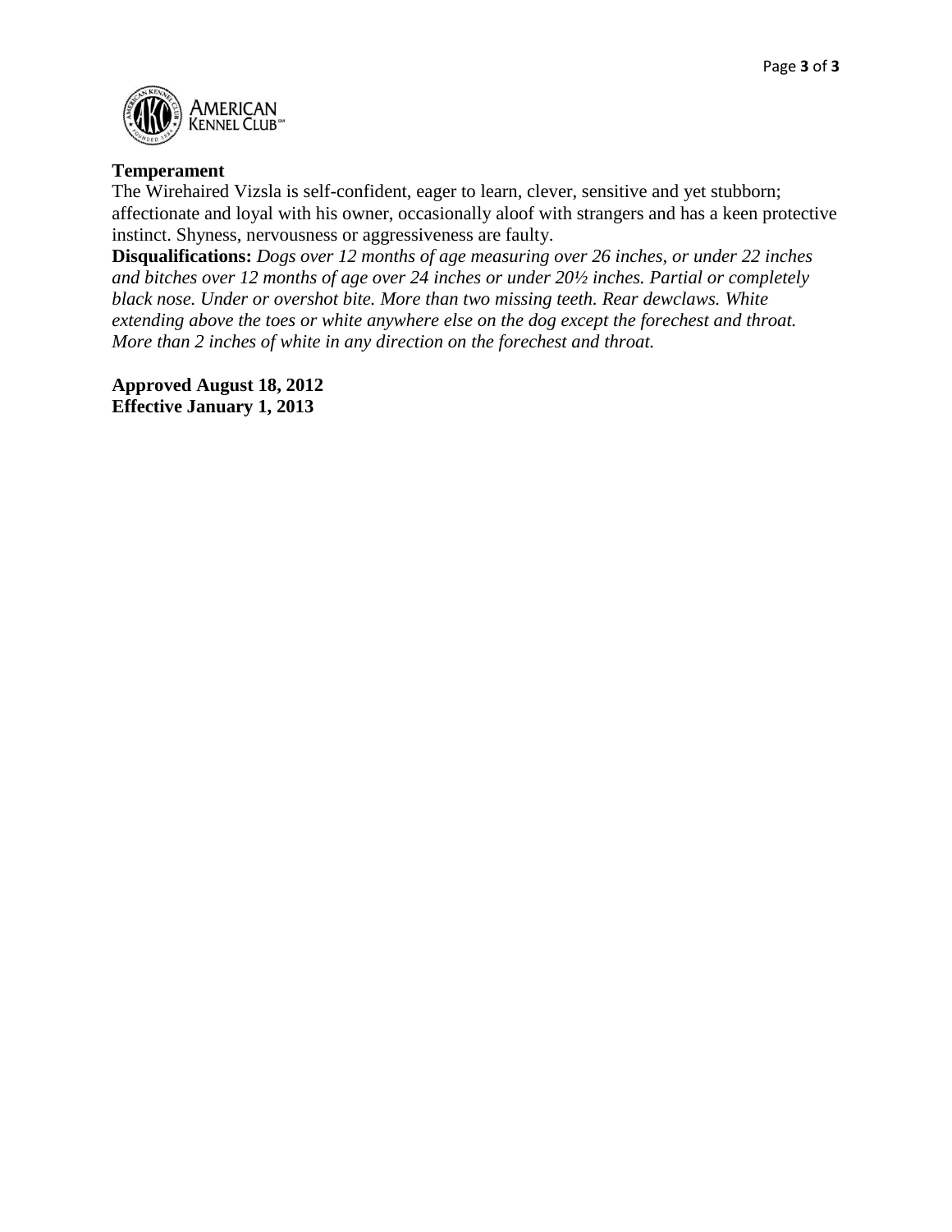**Temperament**

The Wirehaired Vizsla is self-confident, eager to learn, clever, sensitive and yet stubborn; affectionate and loyal with his owner, occasionally aloof with strangers and has a keen protective instinct. Shyness, nervousness or aggressiveness are faulty.

**Disqualifications:** *Dogs over 12 months of age measuring over 26 inches, or under 22 inches and bitches over 12 months of age over 24 inches or under 20½ inches. Partial or completely black nose. Under or overshot bite. More than two missing teeth. Rear dewclaws. White extending above the toes or white anywhere else on the dog except the forechest and throat. More than 2 inches of white in any direction on the forechest and throat.*

**Approved August 18, 2012**
**Effective January 1, 2013**